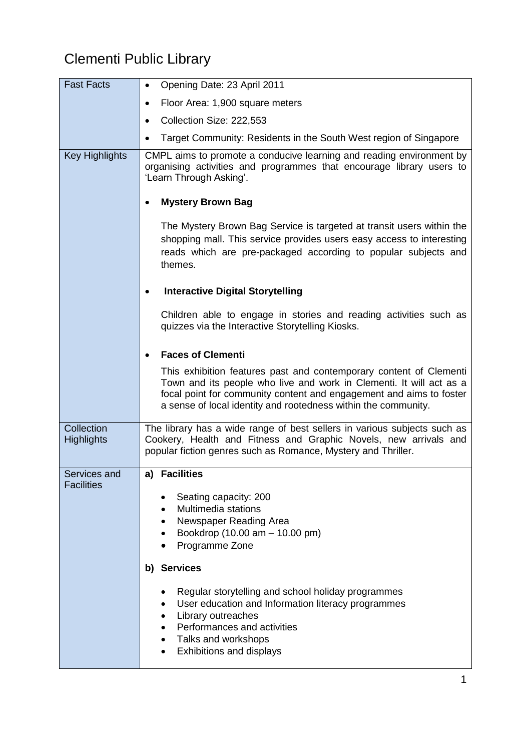# Clementi Public Library

| | |
|---|---|
| Fast Facts | • Opening Date: 23 April 2011<br>• Floor Area: 1,900 square meters<br>• Collection Size: 222,553<br>• Target Community: Residents in the South West region of Singapore |
| Key Highlights | CMPL aims to promote a conducive learning and reading environment by organising activities and programmes that encourage library users to 'Learn Through Asking'.<br><br>• **Mystery Brown Bag**<br><br>The Mystery Brown Bag Service is targeted at transit users within the shopping mall. This service provides users easy access to interesting reads which are pre-packaged according to popular subjects and themes.<br><br>• **Interactive Digital Storytelling**<br><br>Children able to engage in stories and reading activities such as quizzes via the Interactive Storytelling Kiosks.<br><br>• **Faces of Clementi**<br><br>This exhibition features past and contemporary content of Clementi Town and its people who live and work in Clementi. It will act as a focal point for community content and engagement and aims to foster a sense of local identity and rootedness within the community. |
| Collection Highlights | The library has a wide range of best sellers in various subjects such as Cookery, Health and Fitness and Graphic Novels, new arrivals and popular fiction genres such as Romance, Mystery and Thriller. |
| Services and Facilities | **a) Facilities**<br><br>• Seating capacity: 200<br>• Multimedia stations<br>• Newspaper Reading Area<br>• Bookdrop (10.00 am – 10.00 pm)<br>• Programme Zone<br><br>**b) Services**<br><br>• Regular storytelling and school holiday programmes<br>• User education and Information literacy programmes<br>• Library outreaches<br>• Performances and activities<br>• Talks and workshops<br>• Exhibitions and displays |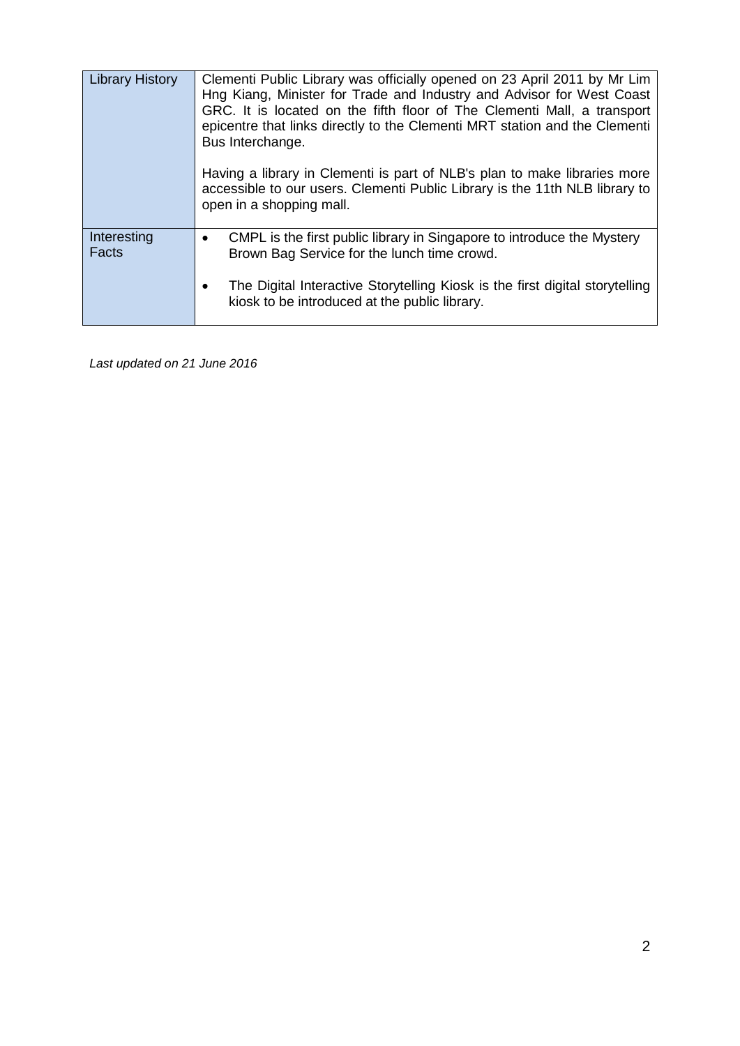| | |
|---|---|
| Library History | Clementi Public Library was officially opened on 23 April 2011 by Mr Lim Hng Kiang, Minister for Trade and Industry and Advisor for West Coast GRC. It is located on the fifth floor of The Clementi Mall, a transport epicentre that links directly to the Clementi MRT station and the Clementi Bus Interchange.<br><br>Having a library in Clementi is part of NLB's plan to make libraries more accessible to our users. Clementi Public Library is the 11th NLB library to open in a shopping mall. |
| Interesting Facts | • CMPL is the first public library in Singapore to introduce the Mystery Brown Bag Service for the lunch time crowd.<br><br>• The Digital Interactive Storytelling Kiosk is the first digital storytelling kiosk to be introduced at the public library. |

*Last updated on 21 June 2016*